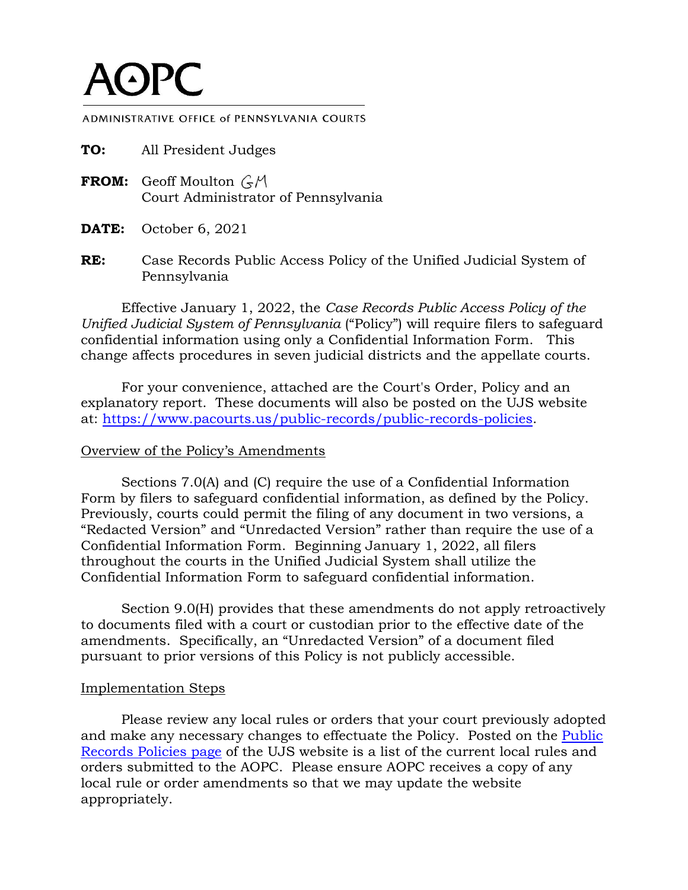# AOPC

ADMINISTRATIVE OFFICE of PENNSYLVANIA COURTS

**TO:** All President Judges

**FROM:** Geoff Moulton GM
Court Administrator of Pennsylvania

**DATE:** October 6, 2021

**RE:** Case Records Public Access Policy of the Unified Judicial System of Pennsylvania

Effective January 1, 2022, the *Case Records Public Access Policy of the Unified Judicial System of Pennsylvania* ("Policy") will require filers to safeguard confidential information using only a Confidential Information Form. This change affects procedures in seven judicial districts and the appellate courts.

For your convenience, attached are the Court's Order, Policy and an explanatory report. These documents will also be posted on the UJS website at: https://www.pacourts.us/public-records/public-records-policies.

Overview of the Policy's Amendments

Sections 7.0(A) and (C) require the use of a Confidential Information Form by filers to safeguard confidential information, as defined by the Policy. Previously, courts could permit the filing of any document in two versions, a "Redacted Version" and "Unredacted Version" rather than require the use of a Confidential Information Form. Beginning January 1, 2022, all filers throughout the courts in the Unified Judicial System shall utilize the Confidential Information Form to safeguard confidential information.

Section 9.0(H) provides that these amendments do not apply retroactively to documents filed with a court or custodian prior to the effective date of the amendments. Specifically, an "Unredacted Version" of a document filed pursuant to prior versions of this Policy is not publicly accessible.

Implementation Steps

Please review any local rules or orders that your court previously adopted and make any necessary changes to effectuate the Policy. Posted on the Public Records Policies page of the UJS website is a list of the current local rules and orders submitted to the AOPC. Please ensure AOPC receives a copy of any local rule or order amendments so that we may update the website appropriately.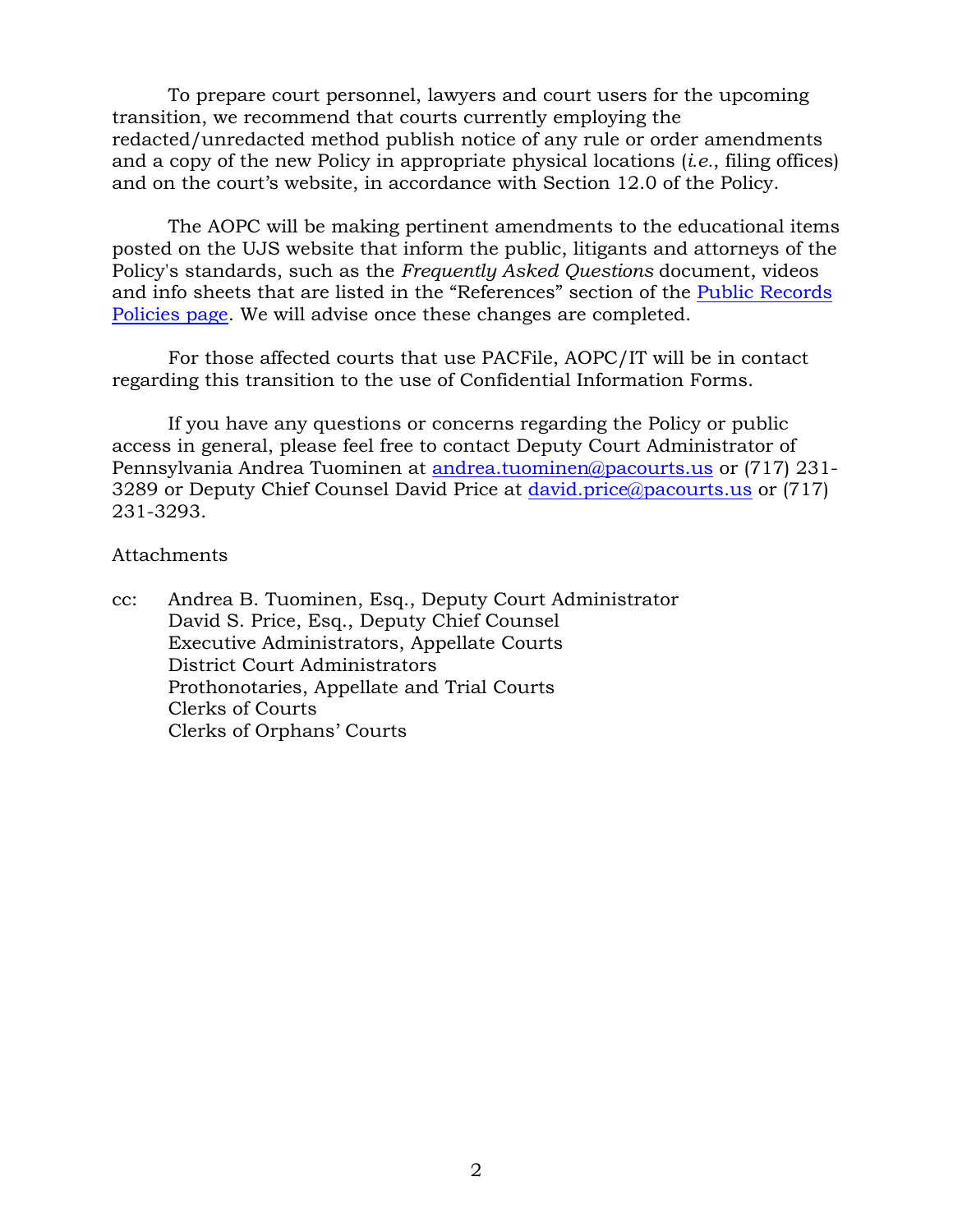To prepare court personnel, lawyers and court users for the upcoming transition, we recommend that courts currently employing the redacted/unredacted method publish notice of any rule or order amendments and a copy of the new Policy in appropriate physical locations (*i.e.*, filing offices) and on the court's website, in accordance with Section 12.0 of the Policy.

The AOPC will be making pertinent amendments to the educational items posted on the UJS website that inform the public, litigants and attorneys of the Policy's standards, such as the *Frequently Asked Questions* document, videos and info sheets that are listed in the "References" section of the Public Records Policies page. We will advise once these changes are completed.

For those affected courts that use PACFile, AOPC/IT will be in contact regarding this transition to the use of Confidential Information Forms.

If you have any questions or concerns regarding the Policy or public access in general, please feel free to contact Deputy Court Administrator of Pennsylvania Andrea Tuominen at andrea.tuominen@pacourts.us or (717) 231-3289 or Deputy Chief Counsel David Price at david.price@pacourts.us or (717) 231-3293.

Attachments

cc: Andrea B. Tuominen, Esq., Deputy Court Administrator
David S. Price, Esq., Deputy Chief Counsel
Executive Administrators, Appellate Courts
District Court Administrators
Prothonotaries, Appellate and Trial Courts
Clerks of Courts
Clerks of Orphans' Courts